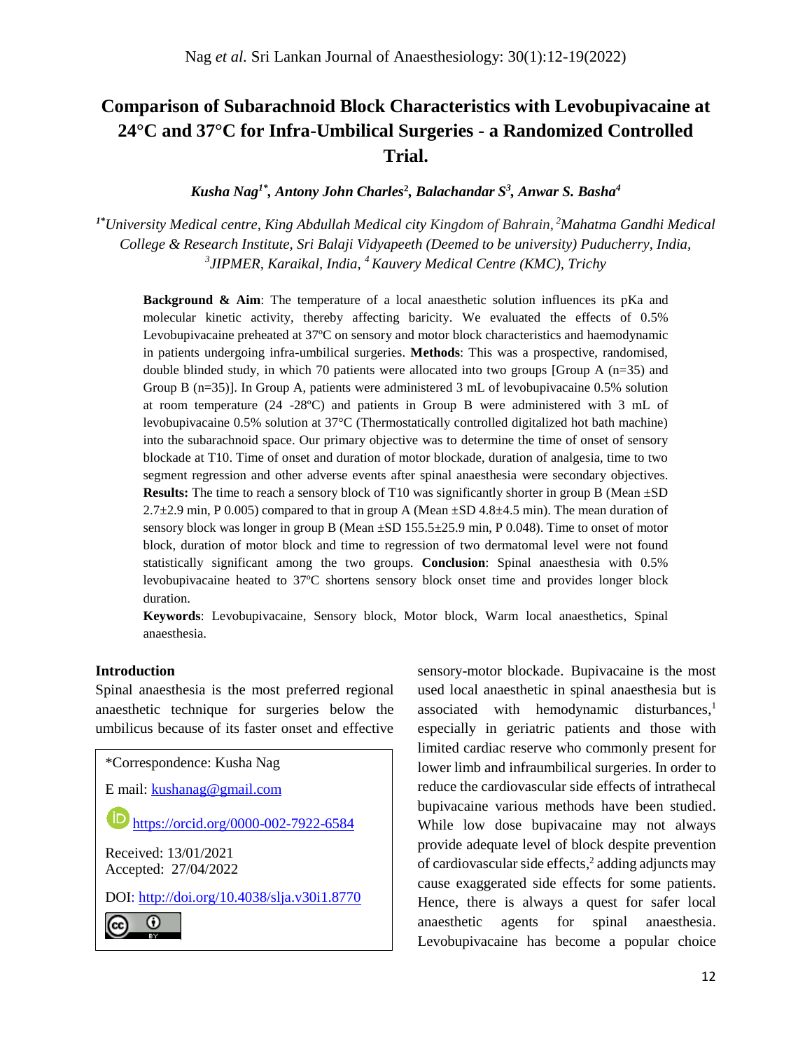# Comparison of Subarachnoid Block Characteristics with Levobupivacaine at 24°C and 37°C for Infra-Umbilical Surgeries - a Randomized Controlled Trial.

***Kusha Nag[1*], Antony John Charles[2], Balachandar S[3], Anwar S. Basha[4]***

*[1*]University Medical centre, King Abdullah Medical city Kingdom of Bahrain, [2]Mahatma Gandhi Medical College & Research Institute, Sri Balaji Vidyapeeth (Deemed to be university) Puducherry, India, [3]JIPMER, Karaikal, India, [4] Kauvery Medical Centre (KMC), Trichy*

**Background & Aim**: The temperature of a local anaesthetic solution influences its pKa and molecular kinetic activity, thereby affecting baricity. We evaluated the effects of 0.5% Levobupivacaine preheated at 37ºC on sensory and motor block characteristics and haemodynamic in patients undergoing infra-umbilical surgeries. **Methods**: This was a prospective, randomised, double blinded study, in which 70 patients were allocated into two groups [Group A (n=35) and Group B (n=35)]. In Group A, patients were administered 3 mL of levobupivacaine 0.5% solution at room temperature (24 -28ºC) and patients in Group B were administered with 3 mL of levobupivacaine 0.5% solution at 37°C (Thermostatically controlled digitalized hot bath machine) into the subarachnoid space. Our primary objective was to determine the time of onset of sensory blockade at T10. Time of onset and duration of motor blockade, duration of analgesia, time to two segment regression and other adverse events after spinal anaesthesia were secondary objectives. **Results:** The time to reach a sensory block of T10 was significantly shorter in group B (Mean ±SD 2.7±2.9 min, P 0.005) compared to that in group A (Mean ±SD 4.8±4.5 min). The mean duration of sensory block was longer in group B (Mean ±SD 155.5±25.9 min, P 0.048). Time to onset of motor block, duration of motor block and time to regression of two dermatomal level were not found statistically significant among the two groups. **Conclusion**: Spinal anaesthesia with 0.5% levobupivacaine heated to 37ºC shortens sensory block onset time and provides longer block duration.

**Keywords**: Levobupivacaine, Sensory block, Motor block, Warm local anaesthetics, Spinal anaesthesia.

## Introduction

Spinal anaesthesia is the most preferred regional anaesthetic technique for surgeries below the umbilicus because of its faster onset and effective sensory-motor blockade. Bupivacaine is the most used local anaesthetic in spinal anaesthesia but is associated with hemodynamic disturbances,[1] especially in geriatric patients and those with limited cardiac reserve who commonly present for lower limb and infraumbilical surgeries. In order to reduce the cardiovascular side effects of intrathecal bupivacaine various methods have been studied. While low dose bupivacaine may not always provide adequate level of block despite prevention of cardiovascular side effects,[2] adding adjuncts may cause exaggerated side effects for some patients. Hence, there is always a quest for safer local anaesthetic agents for spinal anaesthesia. Levobupivacaine has become a popular choice

*Correspondence: Kusha Nag

E mail: kushanag@gmail.com

https://orcid.org/0000-002-7922-6584

Received: 13/01/2021
Accepted: 27/04/2022

DOI: http://doi.org/10.4038/slja.v30i1.8770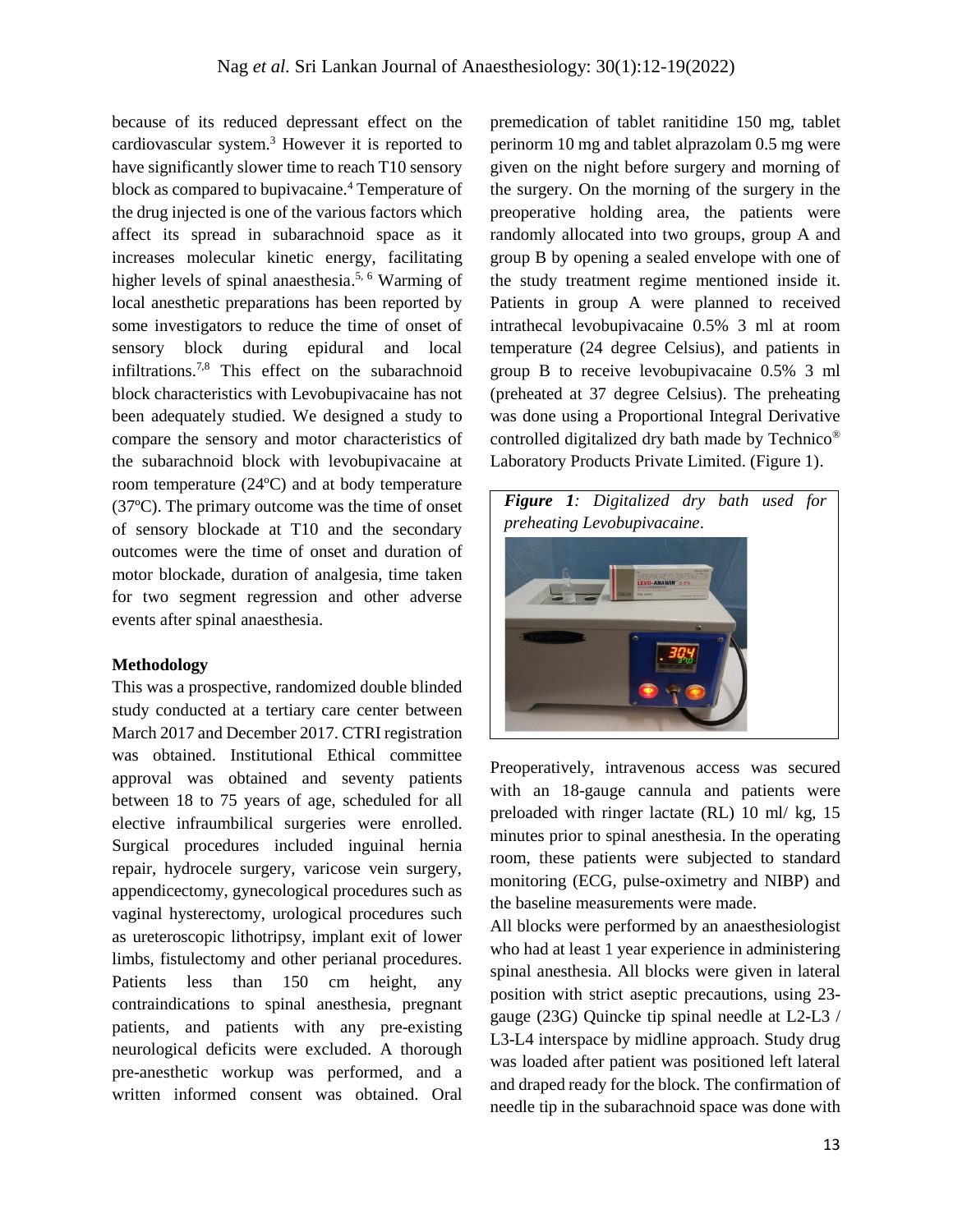because of its reduced depressant effect on the cardiovascular system.[3] However it is reported to have significantly slower time to reach T10 sensory block as compared to bupivacaine.[4] Temperature of the drug injected is one of the various factors which affect its spread in subarachnoid space as it increases molecular kinetic energy, facilitating higher levels of spinal anaesthesia.[5, 6] Warming of local anesthetic preparations has been reported by some investigators to reduce the time of onset of sensory block during epidural and local infiltrations.[7,8] This effect on the subarachnoid block characteristics with Levobupivacaine has not been adequately studied. We designed a study to compare the sensory and motor characteristics of the subarachnoid block with levobupivacaine at room temperature (24ºC) and at body temperature (37ºC). The primary outcome was the time of onset of sensory blockade at T10 and the secondary outcomes were the time of onset and duration of motor blockade, duration of analgesia, time taken for two segment regression and other adverse events after spinal anaesthesia.

**Methodology**

This was a prospective, randomized double blinded study conducted at a tertiary care center between March 2017 and December 2017. CTRI registration was obtained. Institutional Ethical committee approval was obtained and seventy patients between 18 to 75 years of age, scheduled for all elective infraumbilical surgeries were enrolled. Surgical procedures included inguinal hernia repair, hydrocele surgery, varicose vein surgery, appendicectomy, gynecological procedures such as vaginal hysterectomy, urological procedures such as ureteroscopic lithotripsy, implant exit of lower limbs, fistulectomy and other perianal procedures. Patients less than 150 cm height, any contraindications to spinal anesthesia, pregnant patients, and patients with any pre-existing neurological deficits were excluded. A thorough pre-anesthetic workup was performed, and a written informed consent was obtained. Oral premedication of tablet ranitidine 150 mg, tablet perinorm 10 mg and tablet alprazolam 0.5 mg were given on the night before surgery and morning of the surgery. On the morning of the surgery in the preoperative holding area, the patients were randomly allocated into two groups, group A and group B by opening a sealed envelope with one of the study treatment regime mentioned inside it. Patients in group A were planned to received intrathecal levobupivacaine 0.5% 3 ml at room temperature (24 degree Celsius), and patients in group B to receive levobupivacaine 0.5% 3 ml (preheated at 37 degree Celsius). The preheating was done using a Proportional Integral Derivative controlled digitalized dry bath made by Technico® Laboratory Products Private Limited. (Figure 1).

***Figure 1**: Digitalized dry bath used for preheating Levobupivacaine.*

Preoperatively, intravenous access was secured with an 18-gauge cannula and patients were preloaded with ringer lactate (RL) 10 ml/ kg, 15 minutes prior to spinal anesthesia. In the operating room, these patients were subjected to standard monitoring (ECG, pulse-oximetry and NIBP) and the baseline measurements were made.

All blocks were performed by an anaesthesiologist who had at least 1 year experience in administering spinal anesthesia. All blocks were given in lateral position with strict aseptic precautions, using 23-gauge (23G) Quincke tip spinal needle at L2-L3 / L3-L4 interspace by midline approach. Study drug was loaded after patient was positioned left lateral and draped ready for the block. The confirmation of needle tip in the subarachnoid space was done with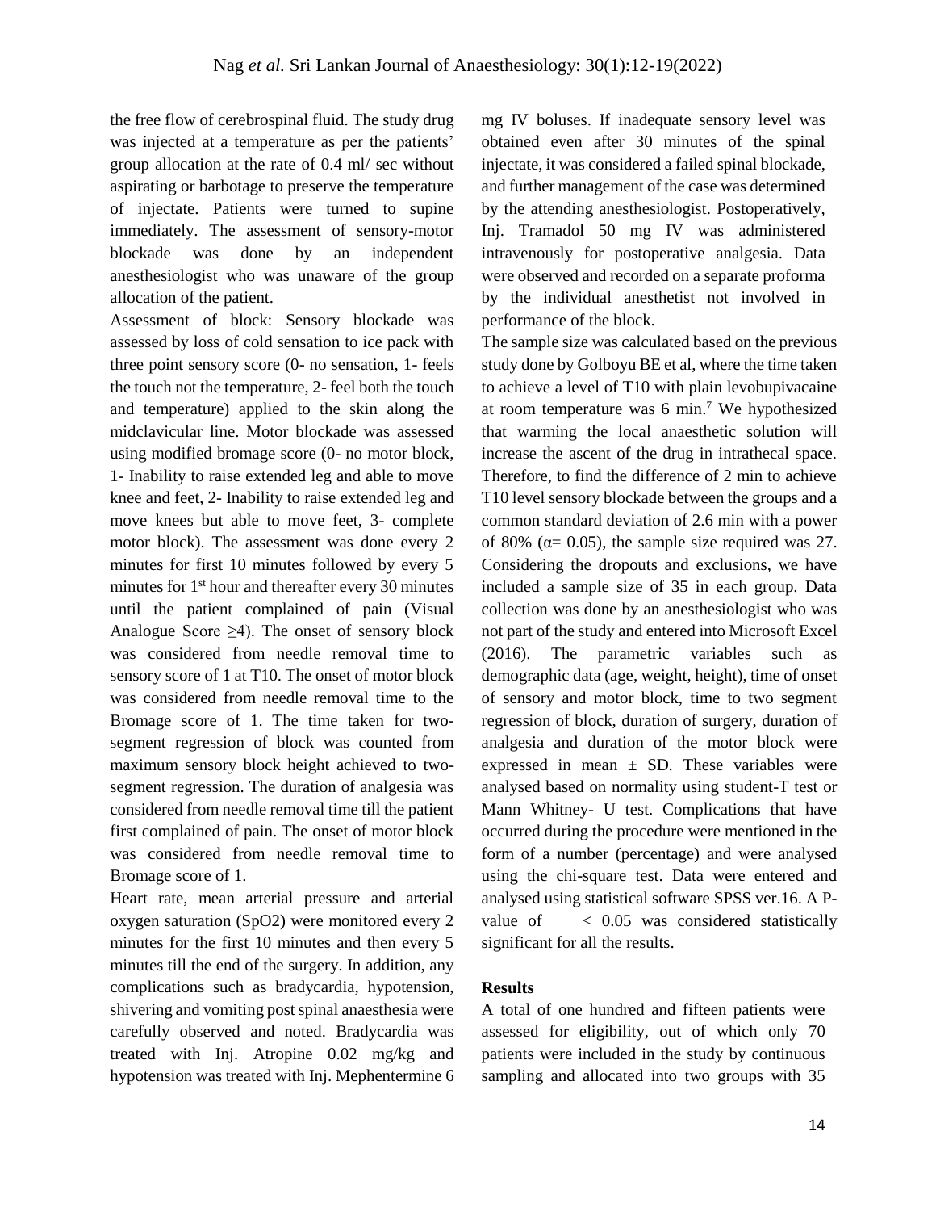the free flow of cerebrospinal fluid. The study drug was injected at a temperature as per the patients' group allocation at the rate of 0.4 ml/ sec without aspirating or barbotage to preserve the temperature of injectate. Patients were turned to supine immediately. The assessment of sensory-motor blockade was done by an independent anesthesiologist who was unaware of the group allocation of the patient.

Assessment of block: Sensory blockade was assessed by loss of cold sensation to ice pack with three point sensory score (0- no sensation, 1- feels the touch not the temperature, 2- feel both the touch and temperature) applied to the skin along the midclavicular line. Motor blockade was assessed using modified bromage score (0- no motor block, 1- Inability to raise extended leg and able to move knee and feet, 2- Inability to raise extended leg and move knees but able to move feet, 3- complete motor block). The assessment was done every 2 minutes for first 10 minutes followed by every 5 minutes for 1st hour and thereafter every 30 minutes until the patient complained of pain (Visual Analogue Score ≥4). The onset of sensory block was considered from needle removal time to sensory score of 1 at T10. The onset of motor block was considered from needle removal time to the Bromage score of 1. The time taken for two-segment regression of block was counted from maximum sensory block height achieved to two-segment regression. The duration of analgesia was considered from needle removal time till the patient first complained of pain. The onset of motor block was considered from needle removal time to Bromage score of 1.

Heart rate, mean arterial pressure and arterial oxygen saturation (SpO2) were monitored every 2 minutes for the first 10 minutes and then every 5 minutes till the end of the surgery. In addition, any complications such as bradycardia, hypotension, shivering and vomiting post spinal anaesthesia were carefully observed and noted. Bradycardia was treated with Inj. Atropine 0.02 mg/kg and hypotension was treated with Inj. Mephentermine 6 mg IV boluses. If inadequate sensory level was obtained even after 30 minutes of the spinal injectate, it was considered a failed spinal blockade, and further management of the case was determined by the attending anesthesiologist. Postoperatively, Inj. Tramadol 50 mg IV was administered intravenously for postoperative analgesia. Data were observed and recorded on a separate proforma by the individual anesthetist not involved in performance of the block.

The sample size was calculated based on the previous study done by Golboyu BE et al, where the time taken to achieve a level of T10 with plain levobupivacaine at room temperature was 6 min.[7] We hypothesized that warming the local anaesthetic solution will increase the ascent of the drug in intrathecal space. Therefore, to find the difference of 2 min to achieve T10 level sensory blockade between the groups and a common standard deviation of 2.6 min with a power of 80% ($\alpha$= 0.05), the sample size required was 27. Considering the dropouts and exclusions, we have included a sample size of 35 in each group. Data collection was done by an anesthesiologist who was not part of the study and entered into Microsoft Excel (2016). The parametric variables such as demographic data (age, weight, height), time of onset of sensory and motor block, time to two segment regression of block, duration of surgery, duration of analgesia and duration of the motor block were expressed in mean ± SD. These variables were analysed based on normality using student-T test or Mann Whitney- U test. Complications that have occurred during the procedure were mentioned in the form of a number (percentage) and were analysed using the chi-square test. Data were entered and analysed using statistical software SPSS ver.16. A P-value of $< 0.05$ was considered statistically significant for all the results.

## Results

A total of one hundred and fifteen patients were assessed for eligibility, out of which only 70 patients were included in the study by continuous sampling and allocated into two groups with 35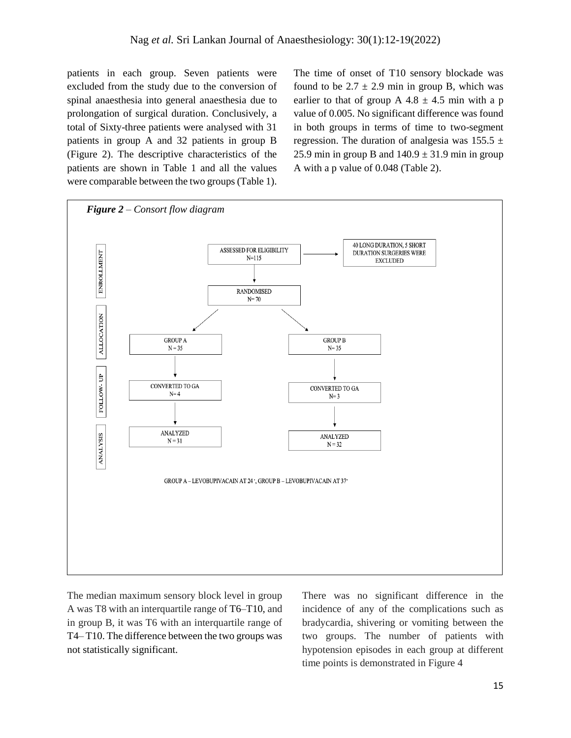patients in each group. Seven patients were excluded from the study due to the conversion of spinal anaesthesia into general anaesthesia due to prolongation of surgical duration. Conclusively, a total of Sixty-three patients were analysed with 31 patients in group A and 32 patients in group B (Figure 2). The descriptive characteristics of the patients are shown in Table 1 and all the values were comparable between the two groups (Table 1).

The time of onset of T10 sensory blockade was found to be $2.7 \pm 2.9$ min in group B, which was earlier to that of group A $4.8 \pm 4.5$ min with a p value of 0.005. No significant difference was found in both groups in terms of time to two-segment regression. The duration of analgesia was $155.5 \pm 25.9$ min in group B and $140.9 \pm 31.9$ min in group A with a p value of 0.048 (Table 2).

***Figure 2*** *– Consort flow diagram*

ENROLLMENT: ASSESSED FOR ELIGIBILITY N=115 → 40 LONG DURATION, 5 SHORT DURATION SURGERIES WERE EXCLUDED

RANDOMISED N= 70

ALLOCATION: GROUP A N = 35; GROUP B N= 35

FOLLOW- UP: CONVERTED TO GA N= 4; CONVERTED TO GA N= 3

ANALYSIS: ANALYZED N = 31; ANALYZED N = 32

GROUP A – LEVOBUPIVACAIN AT 24°, GROUP B – LEVOBUPIVACAIN AT 37°

The median maximum sensory block level in group A was T8 with an interquartile range of T6–T10, and in group B, it was T6 with an interquartile range of T4– T10. The difference between the two groups was not statistically significant.

There was no significant difference in the incidence of any of the complications such as bradycardia, shivering or vomiting between the two groups. The number of patients with hypotension episodes in each group at different time points is demonstrated in Figure 4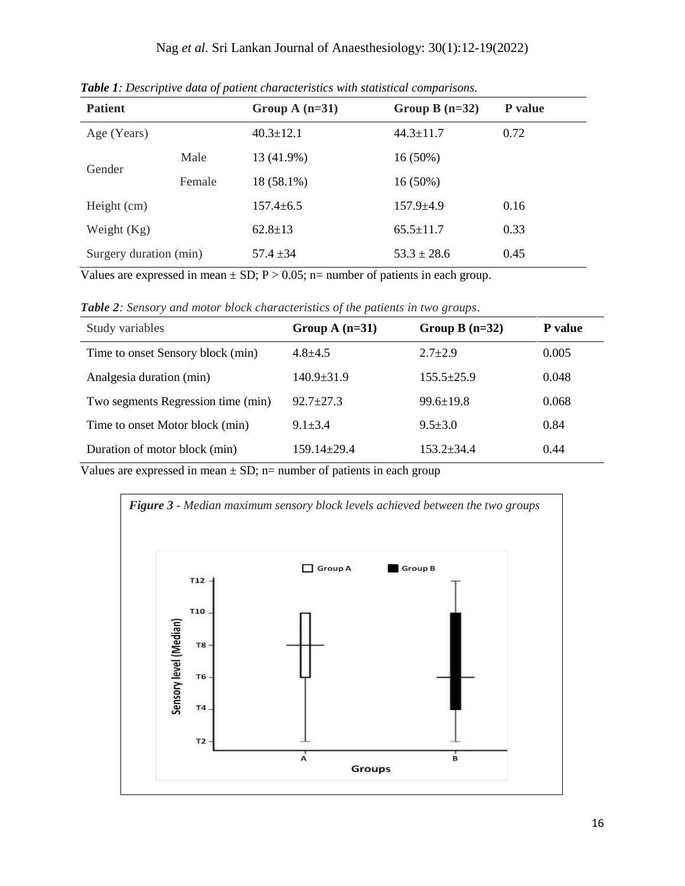*Table 1: Descriptive data of patient characteristics with statistical comparisons.*

| Patient | | Group A (n=31) | Group B (n=32) | P value |
|---|---|---|---|---|
| Age (Years) | | 40.3±12.1 | 44.3±11.7 | 0.72 |
| Gender | Male | 13 (41.9%) | 16 (50%) | |
| | Female | 18 (58.1%) | 16 (50%) | |
| Height (cm) | | 157.4±6.5 | 157.9±4.9 | 0.16 |
| Weight (Kg) | | 62.8±13 | 65.5±11.7 | 0.33 |
| Surgery duration (min) | | 57.4 ±34 | 53.3 ± 28.6 | 0.45 |

Values are expressed in mean ± SD; $P > 0.05$; n= number of patients in each group.

*Table 2: Sensory and motor block characteristics of the patients in two groups.*

| Study variables | Group A (n=31) | Group B (n=32) | P value |
|---|---|---|---|
| Time to onset Sensory block (min) | 4.8±4.5 | 2.7±2.9 | 0.005 |
| Analgesia duration (min) | 140.9±31.9 | 155.5±25.9 | 0.048 |
| Two segments Regression time (min) | 92.7±27.3 | 99.6±19.8 | 0.068 |
| Time to onset Motor block (min) | 9.1±3.4 | 9.5±3.0 | 0.84 |
| Duration of motor block (min) | 159.14±29.4 | 153.2±34.4 | 0.44 |

Values are expressed in mean ± SD; n= number of patients in each group

***Figure 3** - Median maximum sensory block levels achieved between the two groups*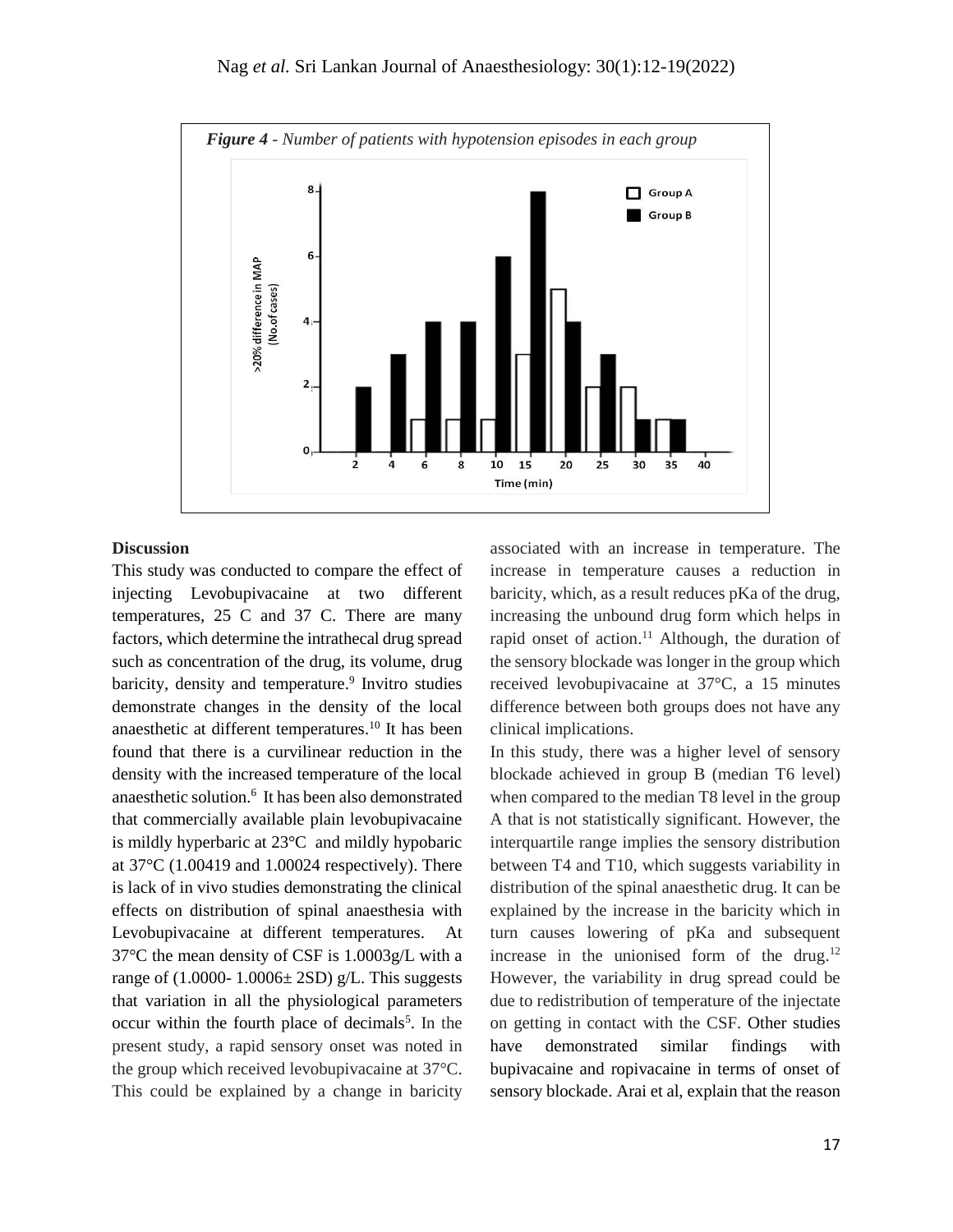*Figure 4 - Number of patients with hypotension episodes in each group*

### Discussion

This study was conducted to compare the effect of injecting Levobupivacaine at two different temperatures, 25 C and 37 C. There are many factors, which determine the intrathecal drug spread such as concentration of the drug, its volume, drug baricity, density and temperature.[9] Invitro studies demonstrate changes in the density of the local anaesthetic at different temperatures.[10] It has been found that there is a curvilinear reduction in the density with the increased temperature of the local anaesthetic solution.[6] It has been also demonstrated that commercially available plain levobupivacaine is mildly hyperbaric at 23°C and mildly hypobaric at 37°C (1.00419 and 1.00024 respectively). There is lack of in vivo studies demonstrating the clinical effects on distribution of spinal anaesthesia with Levobupivacaine at different temperatures. At 37°C the mean density of CSF is 1.0003g/L with a range of (1.0000- 1.0006± 2SD) g/L. This suggests that variation in all the physiological parameters occur within the fourth place of decimals[5]. In the present study, a rapid sensory onset was noted in the group which received levobupivacaine at 37°C. This could be explained by a change in baricity associated with an increase in temperature. The increase in temperature causes a reduction in baricity, which, as a result reduces pKa of the drug, increasing the unbound drug form which helps in rapid onset of action.[11] Although, the duration of the sensory blockade was longer in the group which received levobupivacaine at 37°C, a 15 minutes difference between both groups does not have any clinical implications.

In this study, there was a higher level of sensory blockade achieved in group B (median T6 level) when compared to the median T8 level in the group A that is not statistically significant. However, the interquartile range implies the sensory distribution between T4 and T10, which suggests variability in distribution of the spinal anaesthetic drug. It can be explained by the increase in the baricity which in turn causes lowering of pKa and subsequent increase in the unionised form of the drug.[12] However, the variability in drug spread could be due to redistribution of temperature of the injectate on getting in contact with the CSF. Other studies have demonstrated similar findings with bupivacaine and ropivacaine in terms of onset of sensory blockade. Arai et al, explain that the reason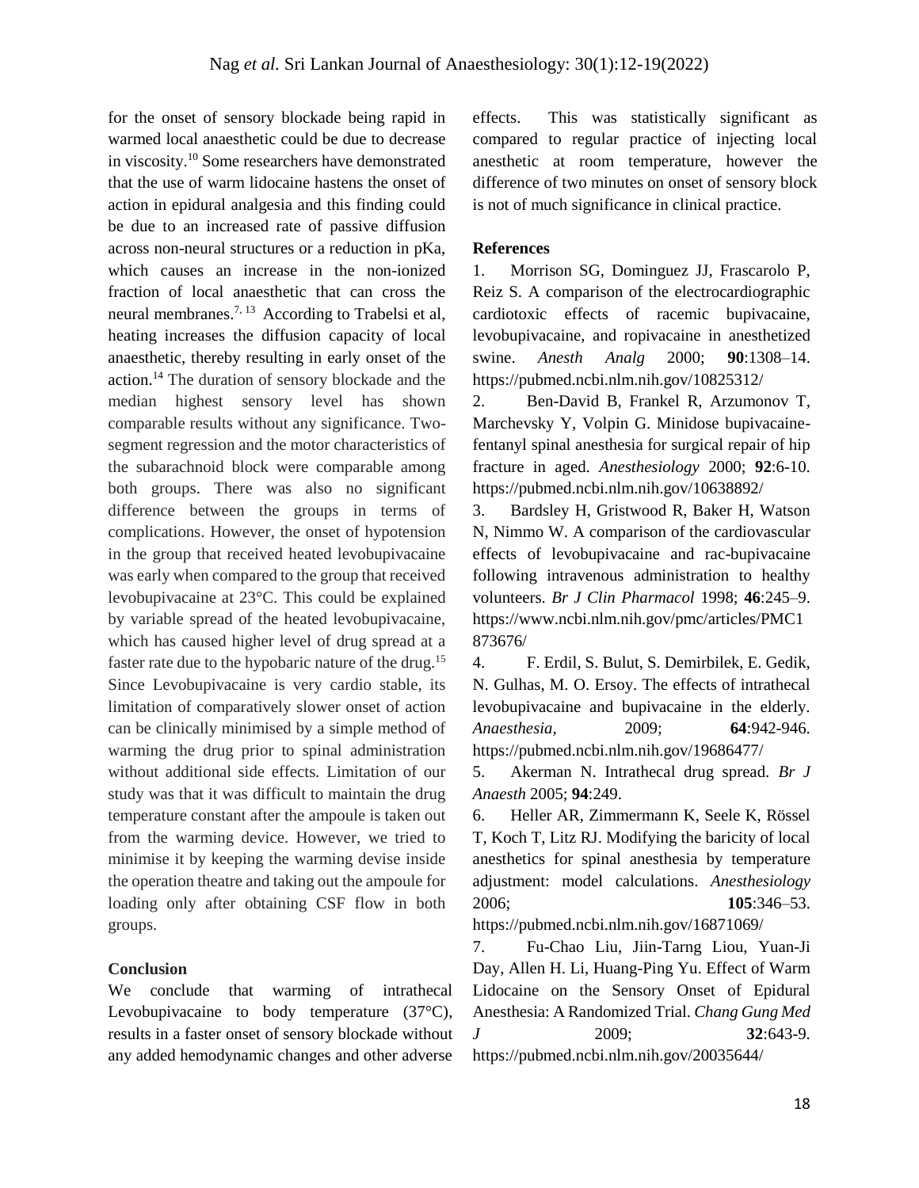for the onset of sensory blockade being rapid in warmed local anaesthetic could be due to decrease in viscosity.[10] Some researchers have demonstrated that the use of warm lidocaine hastens the onset of action in epidural analgesia and this finding could be due to an increased rate of passive diffusion across non-neural structures or a reduction in pKa, which causes an increase in the non-ionized fraction of local anaesthetic that can cross the neural membranes.[7, 13] According to Trabelsi et al, heating increases the diffusion capacity of local anaesthetic, thereby resulting in early onset of the action.[14] The duration of sensory blockade and the median highest sensory level has shown comparable results without any significance. Two-segment regression and the motor characteristics of the subarachnoid block were comparable among both groups. There was also no significant difference between the groups in terms of complications. However, the onset of hypotension in the group that received heated levobupivacaine was early when compared to the group that received levobupivacaine at 23°C. This could be explained by variable spread of the heated levobupivacaine, which has caused higher level of drug spread at a faster rate due to the hypobaric nature of the drug.[15] Since Levobupivacaine is very cardio stable, its limitation of comparatively slower onset of action can be clinically minimised by a simple method of warming the drug prior to spinal administration without additional side effects. Limitation of our study was that it was difficult to maintain the drug temperature constant after the ampoule is taken out from the warming device. However, we tried to minimise it by keeping the warming devise inside the operation theatre and taking out the ampoule for loading only after obtaining CSF flow in both groups.

## Conclusion

We conclude that warming of intrathecal Levobupivacaine to body temperature (37°C), results in a faster onset of sensory blockade without any added hemodynamic changes and other adverse effects. This was statistically significant as compared to regular practice of injecting local anesthetic at room temperature, however the difference of two minutes on onset of sensory block is not of much significance in clinical practice.

## References

1. Morrison SG, Dominguez JJ, Frascarolo P, Reiz S. A comparison of the electrocardiographic cardiotoxic effects of racemic bupivacaine, levobupivacaine, and ropivacaine in anesthetized swine. *Anesth Analg* 2000; **90**:1308–14. https://pubmed.ncbi.nlm.nih.gov/10825312/
2. Ben-David B, Frankel R, Arzumonov T, Marchevsky Y, Volpin G. Minidose bupivacaine-fentanyl spinal anesthesia for surgical repair of hip fracture in aged. *Anesthesiology* 2000; **92**:6-10. https://pubmed.ncbi.nlm.nih.gov/10638892/
3. Bardsley H, Gristwood R, Baker H, Watson N, Nimmo W. A comparison of the cardiovascular effects of levobupivacaine and rac-bupivacaine following intravenous administration to healthy volunteers. *Br J Clin Pharmacol* 1998; **46**:245–9. https://www.ncbi.nlm.nih.gov/pmc/articles/PMC1873676/
4. F. Erdil, S. Bulut, S. Demirbilek, E. Gedik, N. Gulhas, M. O. Ersoy. The effects of intrathecal levobupivacaine and bupivacaine in the elderly. *Anaesthesia*, 2009; **64**:942-946. https://pubmed.ncbi.nlm.nih.gov/19686477/
5. Akerman N. Intrathecal drug spread. *Br J Anaesth* 2005; **94**:249.
6. Heller AR, Zimmermann K, Seele K, Rössel T, Koch T, Litz RJ. Modifying the baricity of local anesthetics for spinal anesthesia by temperature adjustment: model calculations. *Anesthesiology* 2006; **105**:346–53. https://pubmed.ncbi.nlm.nih.gov/16871069/
7. Fu-Chao Liu, Jiin-Tarng Liou, Yuan-Ji Day, Allen H. Li, Huang-Ping Yu. Effect of Warm Lidocaine on the Sensory Onset of Epidural Anesthesia: A Randomized Trial. *Chang Gung Med J* 2009; **32**:643-9. https://pubmed.ncbi.nlm.nih.gov/20035644/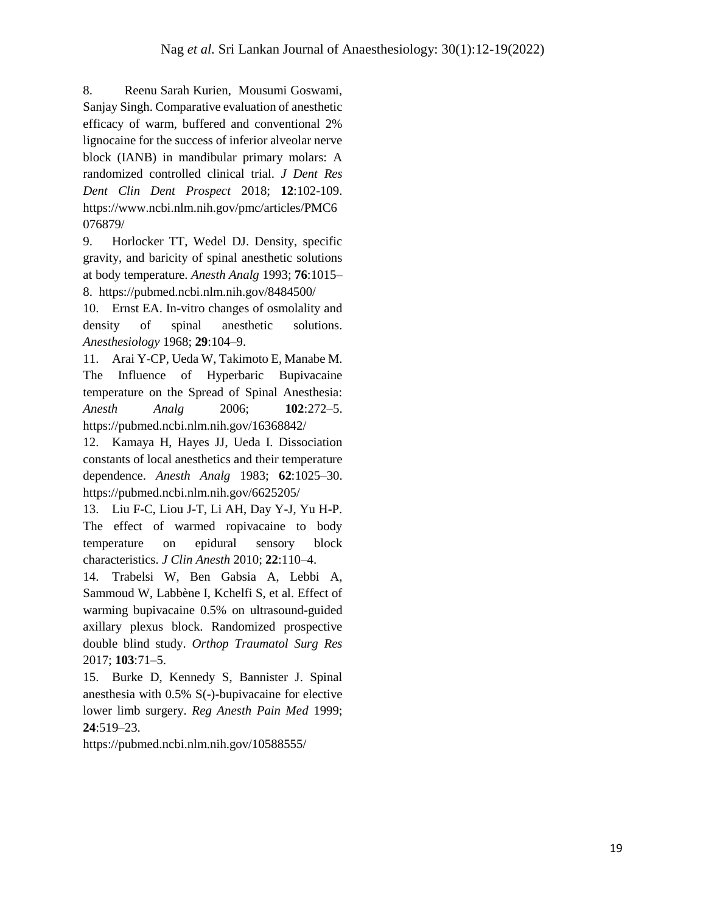8. Reenu Sarah Kurien, Mousumi Goswami, Sanjay Singh. Comparative evaluation of anesthetic efficacy of warm, buffered and conventional 2% lignocaine for the success of inferior alveolar nerve block (IANB) in mandibular primary molars: A randomized controlled clinical trial. *J Dent Res Dent Clin Dent Prospect* 2018; **12**:102-109. https://www.ncbi.nlm.nih.gov/pmc/articles/PMC6076879/

9. Horlocker TT, Wedel DJ. Density, specific gravity, and baricity of spinal anesthetic solutions at body temperature. *Anesth Analg* 1993; **76**:1015–8. https://pubmed.ncbi.nlm.nih.gov/8484500/

10. Ernst EA. In-vitro changes of osmolality and density of spinal anesthetic solutions. *Anesthesiology* 1968; **29**:104–9.

11. Arai Y-CP, Ueda W, Takimoto E, Manabe M. The Influence of Hyperbaric Bupivacaine temperature on the Spread of Spinal Anesthesia: *Anesth Analg* 2006; **102**:272–5. https://pubmed.ncbi.nlm.nih.gov/16368842/

12. Kamaya H, Hayes JJ, Ueda I. Dissociation constants of local anesthetics and their temperature dependence. *Anesth Analg* 1983; **62**:1025–30. https://pubmed.ncbi.nlm.nih.gov/6625205/

13. Liu F-C, Liou J-T, Li AH, Day Y-J, Yu H-P. The effect of warmed ropivacaine to body temperature on epidural sensory block characteristics. *J Clin Anesth* 2010; **22**:110–4.

14. Trabelsi W, Ben Gabsia A, Lebbi A, Sammoud W, Labbène I, Kchelfi S, et al. Effect of warming bupivacaine 0.5% on ultrasound-guided axillary plexus block. Randomized prospective double blind study. *Orthop Traumatol Surg Res* 2017; **103**:71–5.

15. Burke D, Kennedy S, Bannister J. Spinal anesthesia with 0.5% S(-)-bupivacaine for elective lower limb surgery. *Reg Anesth Pain Med* 1999; **24**:519–23. https://pubmed.ncbi.nlm.nih.gov/10588555/